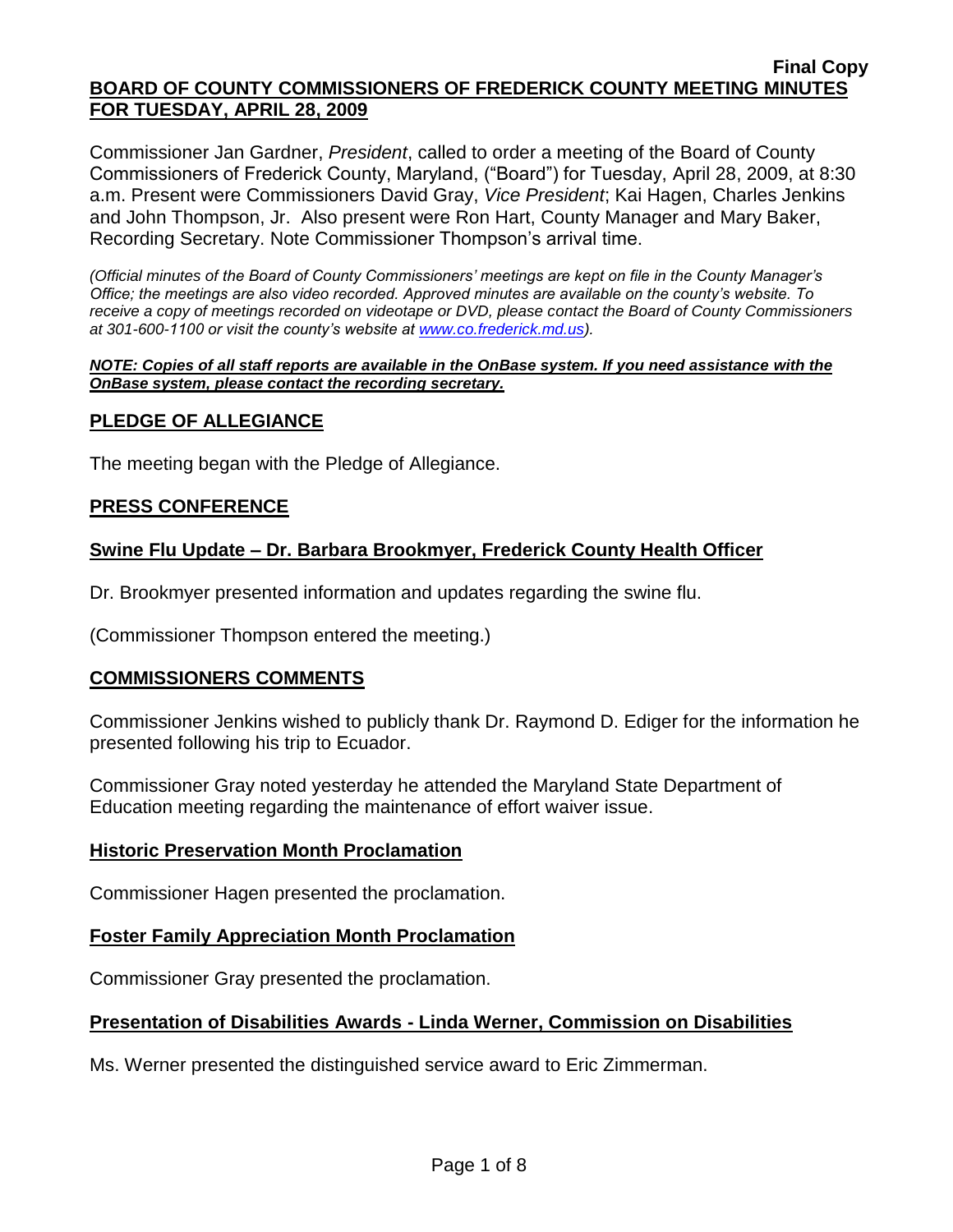**Final Copy**

# BOARD OF COUNTY COMMISSIONERS OF FREDERICK COUNTY MEETING MINUTES FOR TUESDAY, APRIL 28, 2009

Commissioner Jan Gardner, *President*, called to order a meeting of the Board of County Commissioners of Frederick County, Maryland, ("Board") for Tuesday, April 28, 2009, at 8:30 a.m. Present were Commissioners David Gray, *Vice President*; Kai Hagen, Charles Jenkins and John Thompson, Jr. Also present were Ron Hart, County Manager and Mary Baker, Recording Secretary. Note Commissioner Thompson's arrival time.

*(Official minutes of the Board of County Commissioners' meetings are kept on file in the County Manager's Office; the meetings are also video recorded. Approved minutes are available on the county's website. To receive a copy of meetings recorded on videotape or DVD, please contact the Board of County Commissioners at 301-600-1100 or visit the county's website at www.co.frederick.md.us).*

***NOTE: Copies of all staff reports are available in the OnBase system. If you need assistance with the OnBase system, please contact the recording secretary.***

## PLEDGE OF ALLEGIANCE

The meeting began with the Pledge of Allegiance.

## PRESS CONFERENCE

### Swine Flu Update – Dr. Barbara Brookmyer, Frederick County Health Officer

Dr. Brookmyer presented information and updates regarding the swine flu.

(Commissioner Thompson entered the meeting.)

## COMMISSIONERS COMMENTS

Commissioner Jenkins wished to publicly thank Dr. Raymond D. Ediger for the information he presented following his trip to Ecuador.

Commissioner Gray noted yesterday he attended the Maryland State Department of Education meeting regarding the maintenance of effort waiver issue.

### Historic Preservation Month Proclamation

Commissioner Hagen presented the proclamation.

### Foster Family Appreciation Month Proclamation

Commissioner Gray presented the proclamation.

### Presentation of Disabilities Awards - Linda Werner, Commission on Disabilities

Ms. Werner presented the distinguished service award to Eric Zimmerman.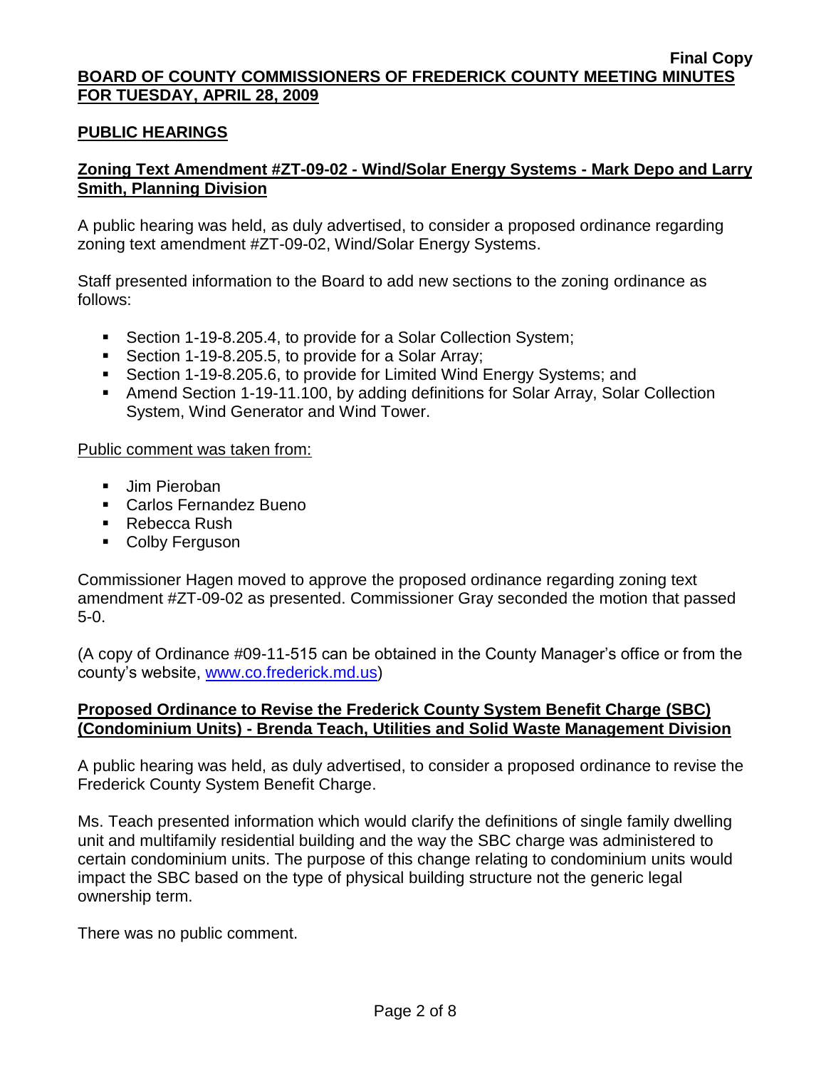## PUBLIC HEARINGS

### Zoning Text Amendment #ZT-09-02 - Wind/Solar Energy Systems - Mark Depo and Larry Smith, Planning Division

A public hearing was held, as duly advertised, to consider a proposed ordinance regarding zoning text amendment #ZT-09-02, Wind/Solar Energy Systems.

Staff presented information to the Board to add new sections to the zoning ordinance as follows:

- Section 1-19-8.205.4, to provide for a Solar Collection System;
- Section 1-19-8.205.5, to provide for a Solar Array;
- Section 1-19-8.205.6, to provide for Limited Wind Energy Systems; and
- Amend Section 1-19-11.100, by adding definitions for Solar Array, Solar Collection System, Wind Generator and Wind Tower.

Public comment was taken from:

- Jim Pieroban
- Carlos Fernandez Bueno
- Rebecca Rush
- Colby Ferguson

Commissioner Hagen moved to approve the proposed ordinance regarding zoning text amendment #ZT-09-02 as presented. Commissioner Gray seconded the motion that passed 5-0.

(A copy of Ordinance #09-11-515 can be obtained in the County Manager's office or from the county's website, www.co.frederick.md.us)

### Proposed Ordinance to Revise the Frederick County System Benefit Charge (SBC) (Condominium Units) - Brenda Teach, Utilities and Solid Waste Management Division

A public hearing was held, as duly advertised, to consider a proposed ordinance to revise the Frederick County System Benefit Charge.

Ms. Teach presented information which would clarify the definitions of single family dwelling unit and multifamily residential building and the way the SBC charge was administered to certain condominium units. The purpose of this change relating to condominium units would impact the SBC based on the type of physical building structure not the generic legal ownership term.

There was no public comment.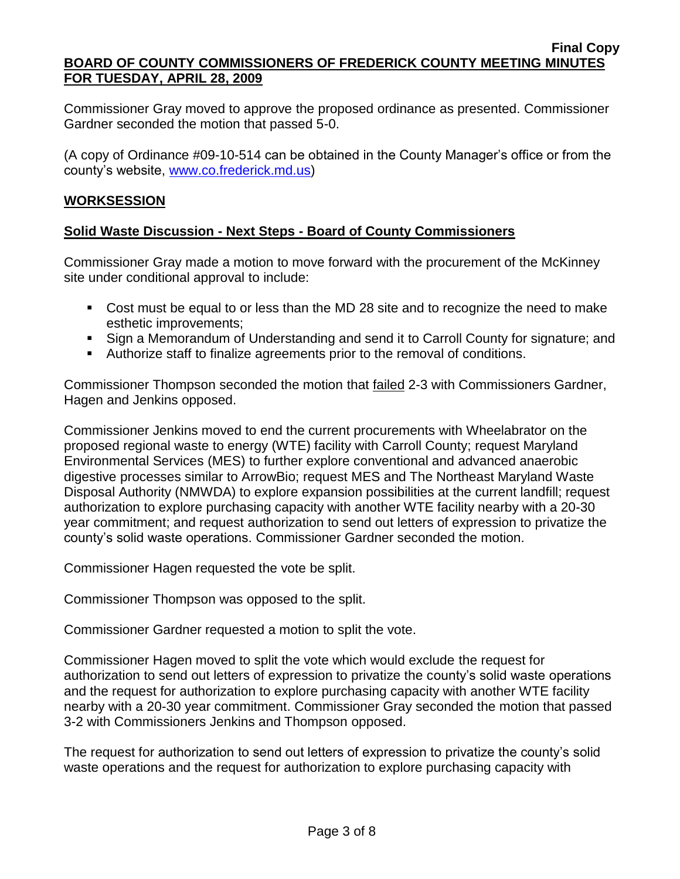Commissioner Gray moved to approve the proposed ordinance as presented. Commissioner Gardner seconded the motion that passed 5-0.

(A copy of Ordinance #09-10-514 can be obtained in the County Manager's office or from the county's website, [www.co.frederick.md.us](http://www.co.frederick.md.us))

## WORKSESSION

### Solid Waste Discussion - Next Steps - Board of County Commissioners

Commissioner Gray made a motion to move forward with the procurement of the McKinney site under conditional approval to include:

- Cost must be equal to or less than the MD 28 site and to recognize the need to make esthetic improvements;
- Sign a Memorandum of Understanding and send it to Carroll County for signature; and
- Authorize staff to finalize agreements prior to the removal of conditions.

Commissioner Thompson seconded the motion that failed 2-3 with Commissioners Gardner, Hagen and Jenkins opposed.

Commissioner Jenkins moved to end the current procurements with Wheelabrator on the proposed regional waste to energy (WTE) facility with Carroll County; request Maryland Environmental Services (MES) to further explore conventional and advanced anaerobic digestive processes similar to ArrowBio; request MES and The Northeast Maryland Waste Disposal Authority (NMWDA) to explore expansion possibilities at the current landfill; request authorization to explore purchasing capacity with another WTE facility nearby with a 20-30 year commitment; and request authorization to send out letters of expression to privatize the county's solid waste operations. Commissioner Gardner seconded the motion.

Commissioner Hagen requested the vote be split.

Commissioner Thompson was opposed to the split.

Commissioner Gardner requested a motion to split the vote.

Commissioner Hagen moved to split the vote which would exclude the request for authorization to send out letters of expression to privatize the county's solid waste operations and the request for authorization to explore purchasing capacity with another WTE facility nearby with a 20-30 year commitment. Commissioner Gray seconded the motion that passed 3-2 with Commissioners Jenkins and Thompson opposed.

The request for authorization to send out letters of expression to privatize the county's solid waste operations and the request for authorization to explore purchasing capacity with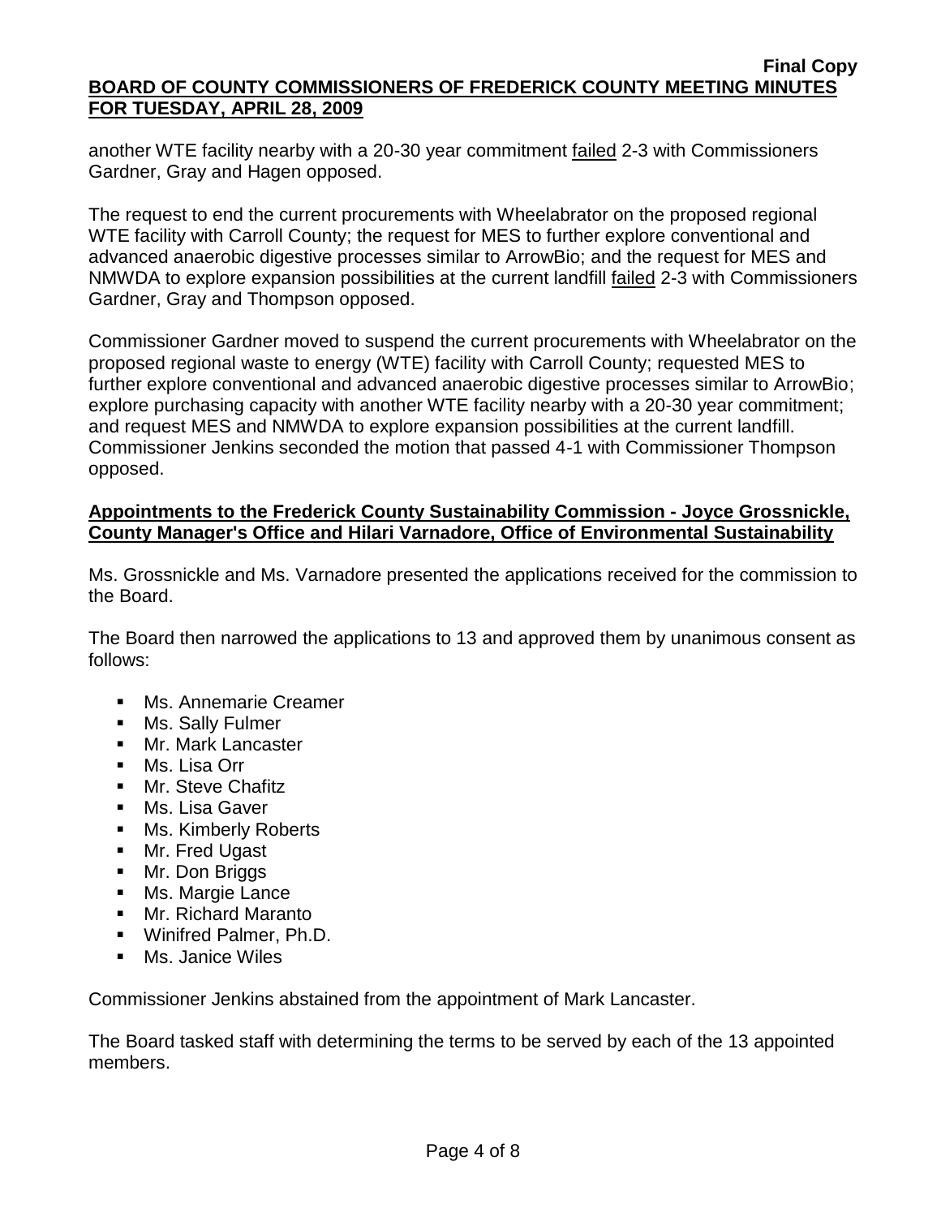another WTE facility nearby with a 20-30 year commitment failed 2-3 with Commissioners Gardner, Gray and Hagen opposed.

The request to end the current procurements with Wheelabrator on the proposed regional WTE facility with Carroll County; the request for MES to further explore conventional and advanced anaerobic digestive processes similar to ArrowBio; and the request for MES and NMWDA to explore expansion possibilities at the current landfill failed 2-3 with Commissioners Gardner, Gray and Thompson opposed.

Commissioner Gardner moved to suspend the current procurements with Wheelabrator on the proposed regional waste to energy (WTE) facility with Carroll County; requested MES to further explore conventional and advanced anaerobic digestive processes similar to ArrowBio; explore purchasing capacity with another WTE facility nearby with a 20-30 year commitment; and request MES and NMWDA to explore expansion possibilities at the current landfill. Commissioner Jenkins seconded the motion that passed 4-1 with Commissioner Thompson opposed.

**Appointments to the Frederick County Sustainability Commission - Joyce Grossnickle, County Manager's Office and Hilari Varnadore, Office of Environmental Sustainability**

Ms. Grossnickle and Ms. Varnadore presented the applications received for the commission to the Board.

The Board then narrowed the applications to 13 and approved them by unanimous consent as follows:

- Ms. Annemarie Creamer
- Ms. Sally Fulmer
- Mr. Mark Lancaster
- Ms. Lisa Orr
- Mr. Steve Chafitz
- Ms. Lisa Gaver
- Ms. Kimberly Roberts
- Mr. Fred Ugast
- Mr. Don Briggs
- Ms. Margie Lance
- Mr. Richard Maranto
- Winifred Palmer, Ph.D.
- Ms. Janice Wiles

Commissioner Jenkins abstained from the appointment of Mark Lancaster.

The Board tasked staff with determining the terms to be served by each of the 13 appointed members.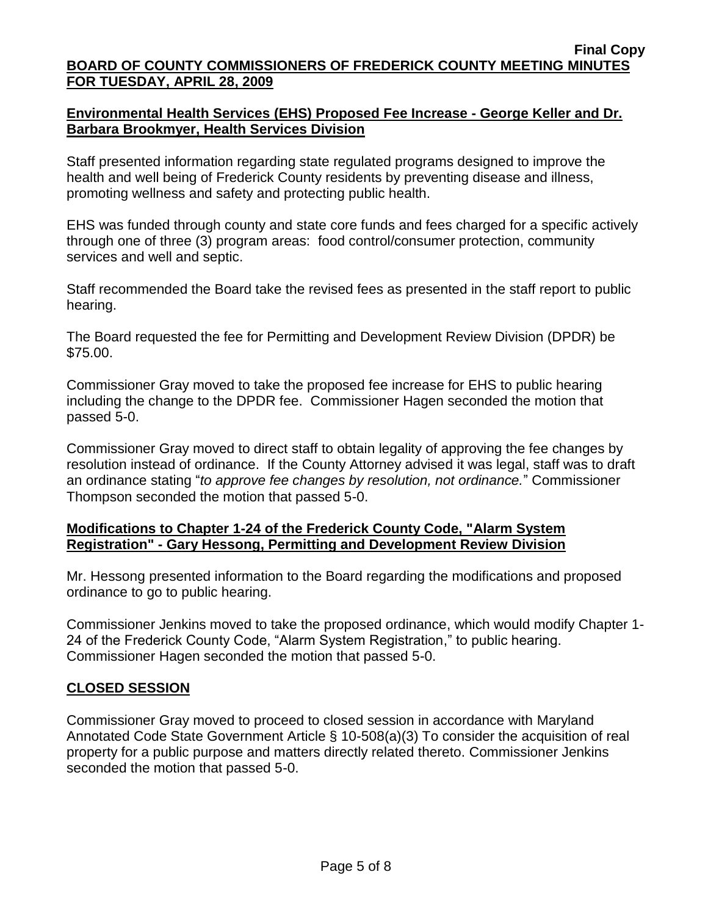**Final Copy**

**BOARD OF COUNTY COMMISSIONERS OF FREDERICK COUNTY MEETING MINUTES FOR TUESDAY, APRIL 28, 2009**

**Environmental Health Services (EHS) Proposed Fee Increase - George Keller and Dr. Barbara Brookmyer, Health Services Division**

Staff presented information regarding state regulated programs designed to improve the health and well being of Frederick County residents by preventing disease and illness, promoting wellness and safety and protecting public health.

EHS was funded through county and state core funds and fees charged for a specific actively through one of three (3) program areas: food control/consumer protection, community services and well and septic.

Staff recommended the Board take the revised fees as presented in the staff report to public hearing.

The Board requested the fee for Permitting and Development Review Division (DPDR) be $75.00.

Commissioner Gray moved to take the proposed fee increase for EHS to public hearing including the change to the DPDR fee. Commissioner Hagen seconded the motion that passed 5-0.

Commissioner Gray moved to direct staff to obtain legality of approving the fee changes by resolution instead of ordinance. If the County Attorney advised it was legal, staff was to draft an ordinance stating "*to approve fee changes by resolution, not ordinance.*" Commissioner Thompson seconded the motion that passed 5-0.

**Modifications to Chapter 1-24 of the Frederick County Code, "Alarm System Registration" - Gary Hessong, Permitting and Development Review Division**

Mr. Hessong presented information to the Board regarding the modifications and proposed ordinance to go to public hearing.

Commissioner Jenkins moved to take the proposed ordinance, which would modify Chapter 1-24 of the Frederick County Code, "Alarm System Registration," to public hearing. Commissioner Hagen seconded the motion that passed 5-0.

**CLOSED SESSION**

Commissioner Gray moved to proceed to closed session in accordance with Maryland Annotated Code State Government Article § 10-508(a)(3) To consider the acquisition of real property for a public purpose and matters directly related thereto. Commissioner Jenkins seconded the motion that passed 5-0.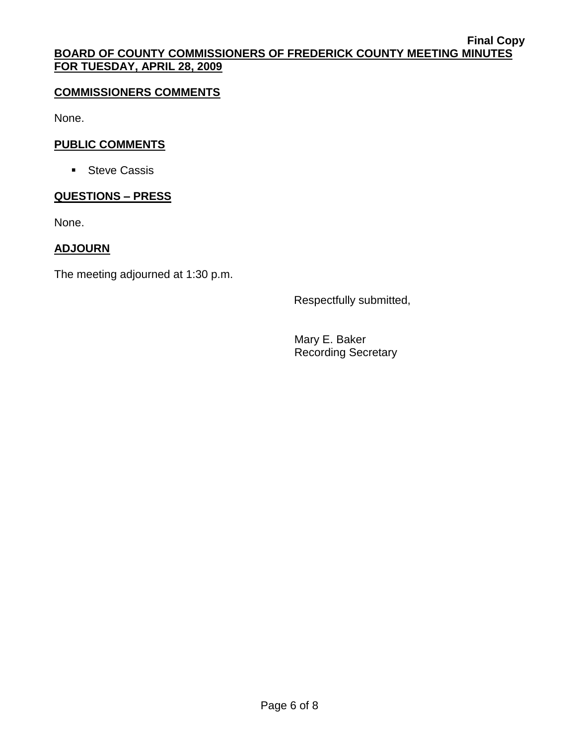## COMMISSIONERS COMMENTS

None.

## PUBLIC COMMENTS

- Steve Cassis

## QUESTIONS – PRESS

None.

## ADJOURN

The meeting adjourned at 1:30 p.m.

Respectfully submitted,

Mary E. Baker
Recording Secretary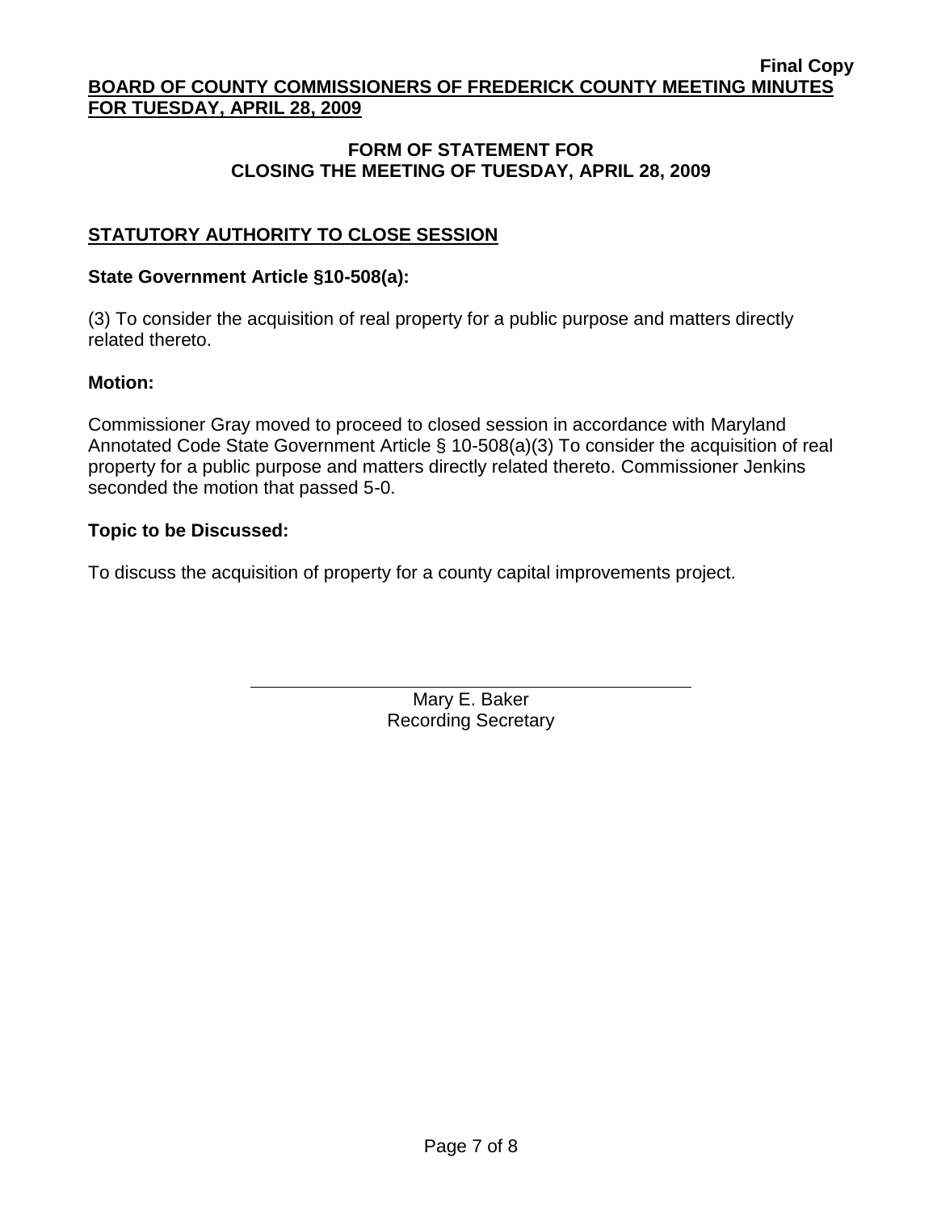**Final Copy**

**BOARD OF COUNTY COMMISSIONERS OF FREDERICK COUNTY MEETING MINUTES FOR TUESDAY, APRIL 28, 2009**

## FORM OF STATEMENT FOR CLOSING THE MEETING OF TUESDAY, APRIL 28, 2009

### STATUTORY AUTHORITY TO CLOSE SESSION

**State Government Article §10-508(a):**

(3) To consider the acquisition of real property for a public purpose and matters directly related thereto.

**Motion:**

Commissioner Gray moved to proceed to closed session in accordance with Maryland Annotated Code State Government Article § 10-508(a)(3) To consider the acquisition of real property for a public purpose and matters directly related thereto. Commissioner Jenkins seconded the motion that passed 5-0.

**Topic to be Discussed:**

To discuss the acquisition of property for a county capital improvements project.

Mary E. Baker
Recording Secretary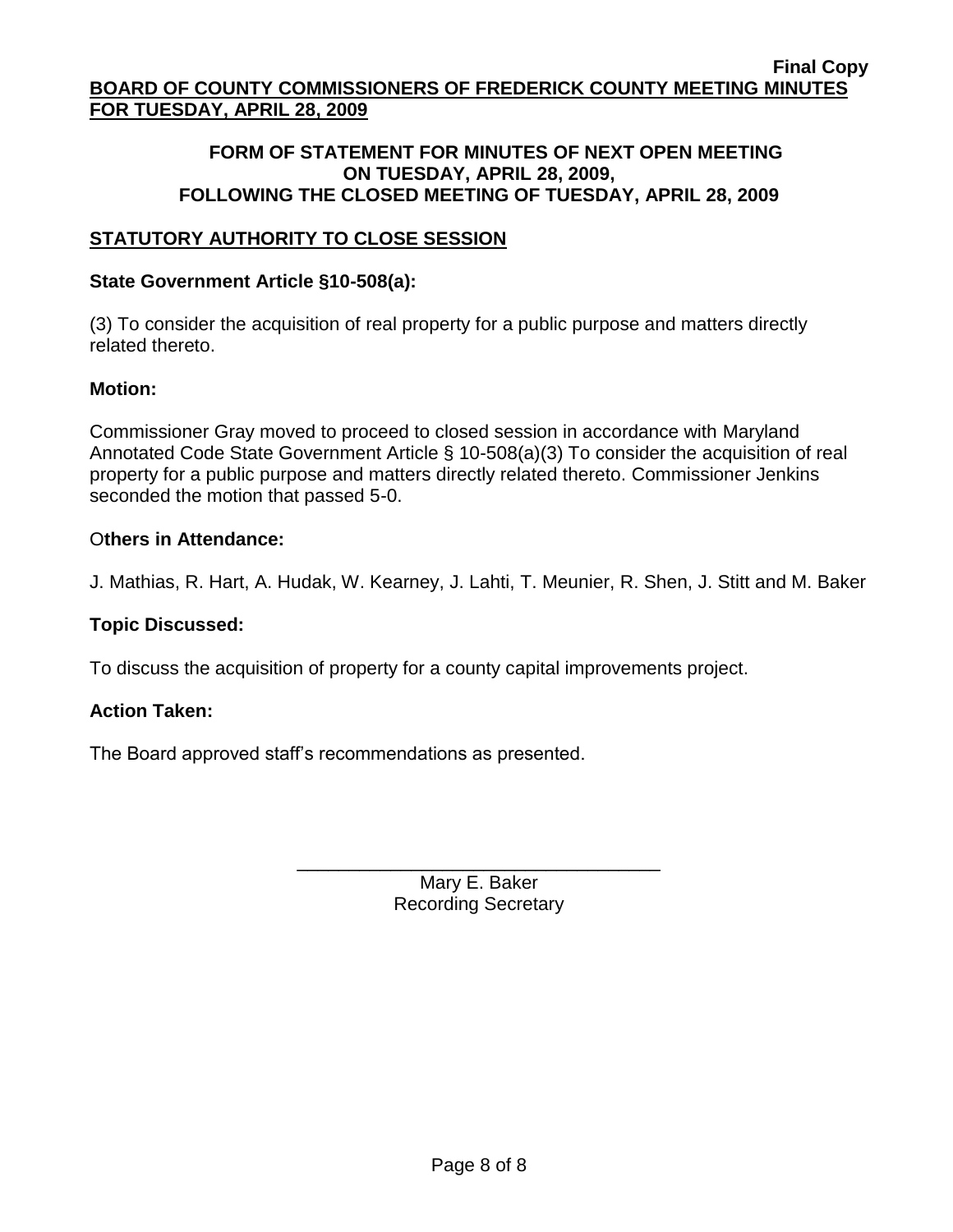**Final Copy**

**BOARD OF COUNTY COMMISSIONERS OF FREDERICK COUNTY MEETING MINUTES FOR TUESDAY, APRIL 28, 2009**

**FORM OF STATEMENT FOR MINUTES OF NEXT OPEN MEETING ON TUESDAY, APRIL 28, 2009, FOLLOWING THE CLOSED MEETING OF TUESDAY, APRIL 28, 2009**

## STATUTORY AUTHORITY TO CLOSE SESSION

**State Government Article §10-508(a):**

(3) To consider the acquisition of real property for a public purpose and matters directly related thereto.

**Motion:**

Commissioner Gray moved to proceed to closed session in accordance with Maryland Annotated Code State Government Article § 10-508(a)(3) To consider the acquisition of real property for a public purpose and matters directly related thereto. Commissioner Jenkins seconded the motion that passed 5-0.

**Others in Attendance:**

J. Mathias, R. Hart, A. Hudak, W. Kearney, J. Lahti, T. Meunier, R. Shen, J. Stitt and M. Baker

**Topic Discussed:**

To discuss the acquisition of property for a county capital improvements project.

**Action Taken:**

The Board approved staff's recommendations as presented.

\_\_\_\_\_\_\_\_\_\_\_\_\_\_\_\_\_\_\_\_\_\_\_\_\_\_\_\_\_\_\_\_\_\_\_
Mary E. Baker
Recording Secretary